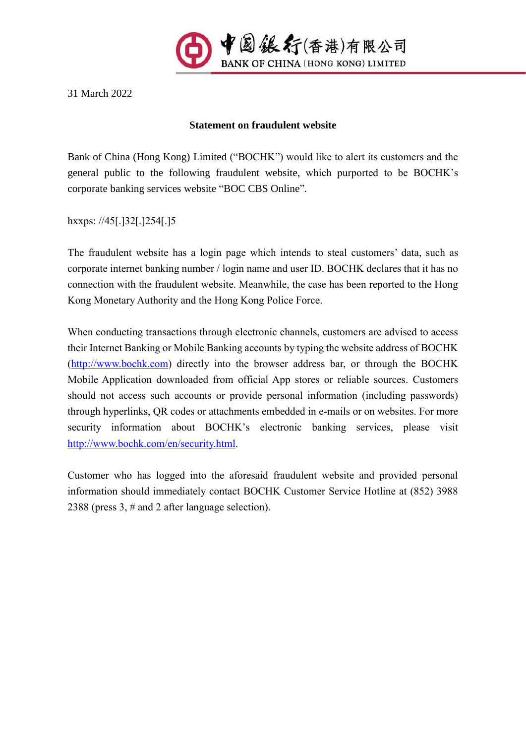中國銀行(香港)有限公司
BANK OF CHINA (HONG KONG) LIMITED

31 March 2022

**Statement on fraudulent website**

Bank of China (Hong Kong) Limited ("BOCHK") would like to alert its customers and the general public to the following fraudulent website, which purported to be BOCHK's corporate banking services website "BOC CBS Online".

hxxps: //45[.]32[.]254[.]5

The fraudulent website has a login page which intends to steal customers' data, such as corporate internet banking number / login name and user ID. BOCHK declares that it has no connection with the fraudulent website. Meanwhile, the case has been reported to the Hong Kong Monetary Authority and the Hong Kong Police Force.

When conducting transactions through electronic channels, customers are advised to access their Internet Banking or Mobile Banking accounts by typing the website address of BOCHK (http://www.bochk.com) directly into the browser address bar, or through the BOCHK Mobile Application downloaded from official App stores or reliable sources. Customers should not access such accounts or provide personal information (including passwords) through hyperlinks, QR codes or attachments embedded in e-mails or on websites. For more security information about BOCHK's electronic banking services, please visit http://www.bochk.com/en/security.html.

Customer who has logged into the aforesaid fraudulent website and provided personal information should immediately contact BOCHK Customer Service Hotline at (852) 3988 2388 (press 3, # and 2 after language selection).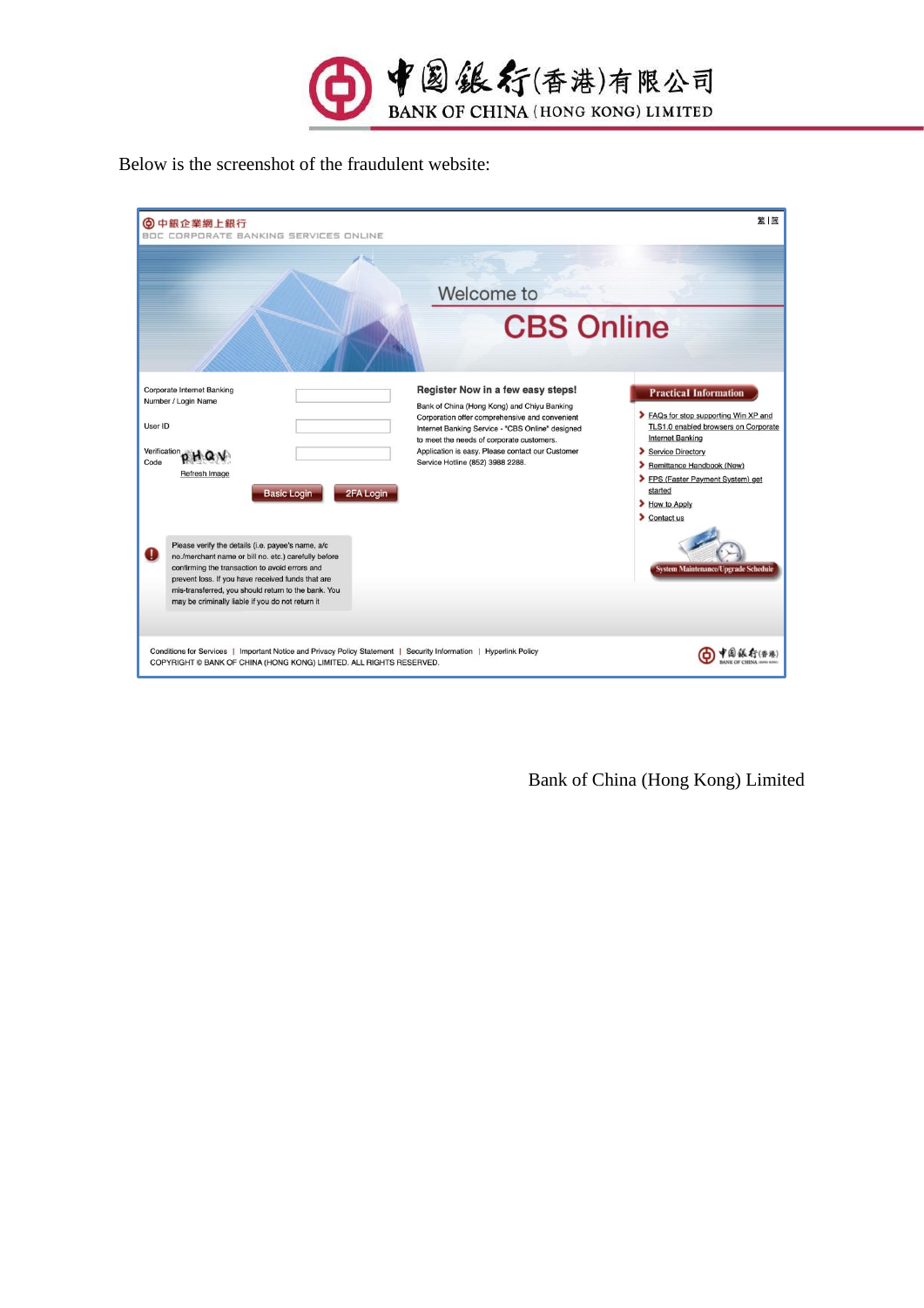Below is the screenshot of the fraudulent website:

中銀企業網上銀行
BOC CORPORATE BANKING SERVICES ONLINE

繁 | 简

Welcome to

CBS Online

Corporate Internet Banking Number / Login Name

User ID

Verification Code

Refresh Image

Basic Login    2FA Login

Please verify the details (i.e. payee's name, a/c no./merchant name or bill no. etc.) carefully before confirming the transaction to avoid errors and prevent loss. If you have received funds that are mis-transferred, you should return to the bank. You may be criminally liable if you do not return it

**Register Now in a few easy steps!**

Bank of China (Hong Kong) and Chiyu Banking Corporation offer comprehensive and convenient Internet Banking Service - "CBS Online" designed to meet the needs of corporate customers. Application is easy. Please contact our Customer Service Hotline (852) 3988 2288.

**Practical Information**

- FAQs for stop supporting Win XP and TLS1.0 enabled browsers on Corporate Internet Banking
- Service Directory
- Remittance Handbook (New)
- FPS (Faster Payment System) get started
- How to Apply
- Contact us

System Maintenance/Upgrade Schedule

Conditions for Services | Important Notice and Privacy Policy Statement | Security Information | Hyperlink Policy

COPYRIGHT © BANK OF CHINA (HONG KONG) LIMITED. ALL RIGHTS RESERVED.

Bank of China (Hong Kong) Limited